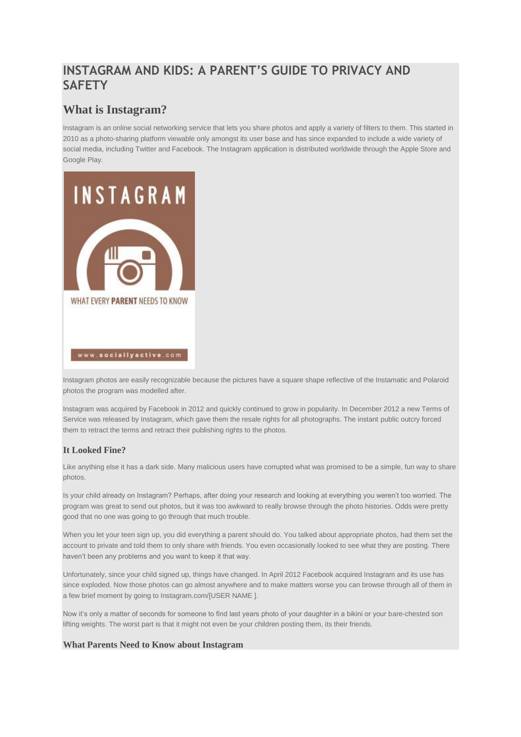# INSTAGRAM AND KIDS: A PARENT'S GUIDE TO PRIVACY AND SAFETY

## What is Instagram?

Instagram is an online social networking service that lets you share photos and apply a variety of filters to them. This started in 2010 as a photo-sharing platform viewable only amongst its user base and has since expanded to include a wide variety of social media, including Twitter and Facebook. The Instagram application is distributed worldwide through the Apple Store and Google Play.

Instagram photos are easily recognizable because the pictures have a square shape reflective of the Instamatic and Polaroid photos the program was modelled after.

Instagram was acquired by Facebook in 2012 and quickly continued to grow in popularity. In December 2012 a new Terms of Service was released by Instagram, which gave them the resale rights for all photographs. The instant public outcry forced them to retract the terms and retract their publishing rights to the photos.

### It Looked Fine?

Like anything else it has a dark side. Many malicious users have corrupted what was promised to be a simple, fun way to share photos.

Is your child already on Instagram? Perhaps, after doing your research and looking at everything you weren't too worried. The program was great to send out photos, but it was too awkward to really browse through the photo histories. Odds were pretty good that no one was going to go through that much trouble.

When you let your teen sign up, you did everything a parent should do. You talked about appropriate photos, had them set the account to private and told them to only share with friends. You even occasionally looked to see what they are posting. There haven't been any problems and you want to keep it that way.

Unfortunately, since your child signed up, things have changed. In April 2012 Facebook acquired Instagram and its use has since exploded. Now those photos can go almost anywhere and to make matters worse you can browse through all of them in a few brief moment by going to Instagram.com/[USER NAME ].

Now it's only a matter of seconds for someone to find last years photo of your daughter in a bikini or your bare-chested son lifting weights. The worst part is that it might not even be your children posting them, its their friends.

### What Parents Need to Know about Instagram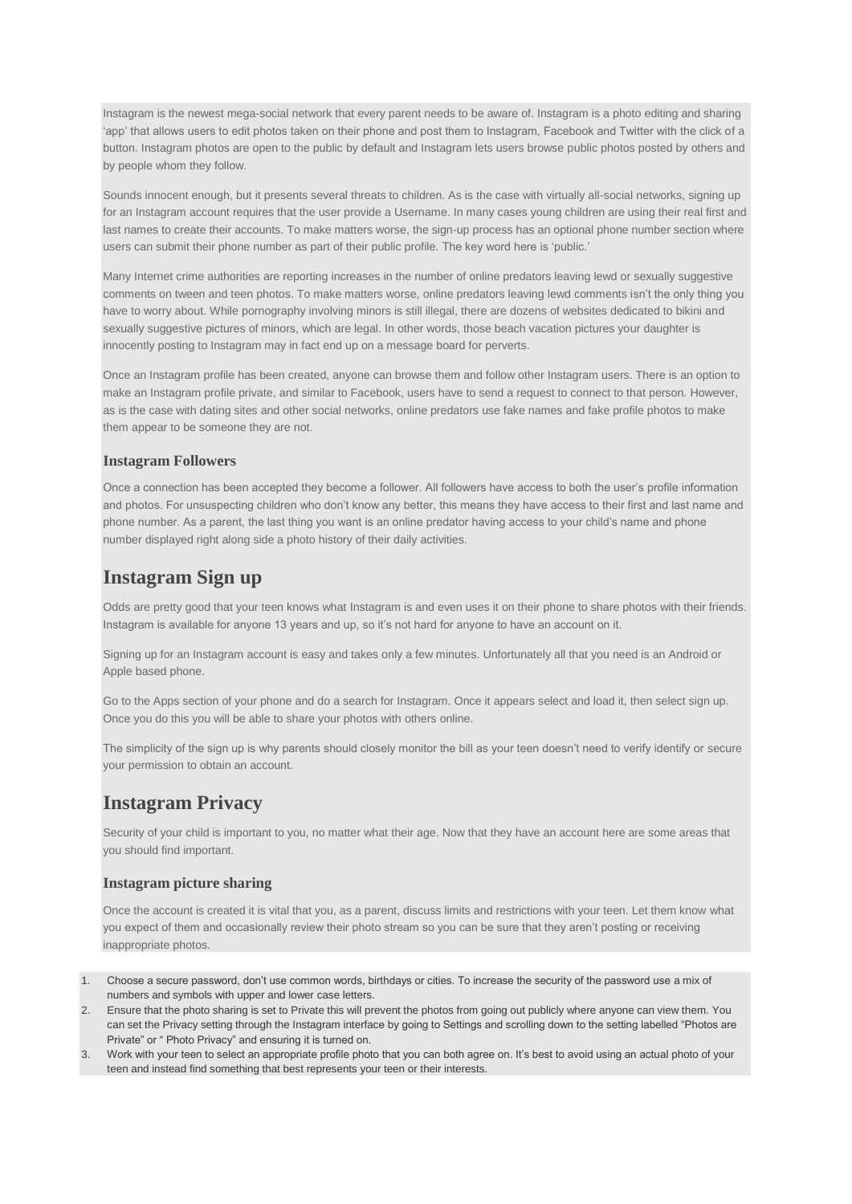Instagram is the newest mega-social network that every parent needs to be aware of. Instagram is a photo editing and sharing 'app' that allows users to edit photos taken on their phone and post them to Instagram, Facebook and Twitter with the click of a button. Instagram photos are open to the public by default and Instagram lets users browse public photos posted by others and by people whom they follow.

Sounds innocent enough, but it presents several threats to children. As is the case with virtually all-social networks, signing up for an Instagram account requires that the user provide a Username. In many cases young children are using their real first and last names to create their accounts. To make matters worse, the sign-up process has an optional phone number section where users can submit their phone number as part of their public profile. The key word here is 'public.'

Many Internet crime authorities are reporting increases in the number of online predators leaving lewd or sexually suggestive comments on tween and teen photos. To make matters worse, online predators leaving lewd comments isn't the only thing you have to worry about. While pornography involving minors is still illegal, there are dozens of websites dedicated to bikini and sexually suggestive pictures of minors, which are legal. In other words, those beach vacation pictures your daughter is innocently posting to Instagram may in fact end up on a message board for perverts.

Once an Instagram profile has been created, anyone can browse them and follow other Instagram users. There is an option to make an Instagram profile private, and similar to Facebook, users have to send a request to connect to that person. However, as is the case with dating sites and other social networks, online predators use fake names and fake profile photos to make them appear to be someone they are not.

### Instagram Followers

Once a connection has been accepted they become a follower. All followers have access to both the user's profile information and photos. For unsuspecting children who don't know any better, this means they have access to their first and last name and phone number. As a parent, the last thing you want is an online predator having access to your child's name and phone number displayed right along side a photo history of their daily activities.

## Instagram Sign up

Odds are pretty good that your teen knows what Instagram is and even uses it on their phone to share photos with their friends. Instagram is available for anyone 13 years and up, so it's not hard for anyone to have an account on it.

Signing up for an Instagram account is easy and takes only a few minutes. Unfortunately all that you need is an Android or Apple based phone.

Go to the Apps section of your phone and do a search for Instagram. Once it appears select and load it, then select sign up. Once you do this you will be able to share your photos with others online.

The simplicity of the sign up is why parents should closely monitor the bill as your teen doesn't need to verify identify or secure your permission to obtain an account.

## Instagram Privacy

Security of your child is important to you, no matter what their age. Now that they have an account here are some areas that you should find important.

### Instagram picture sharing

Once the account is created it is vital that you, as a parent, discuss limits and restrictions with your teen. Let them know what you expect of them and occasionally review their photo stream so you can be sure that they aren't posting or receiving inappropriate photos.

1. Choose a secure password, don't use common words, birthdays or cities. To increase the security of the password use a mix of numbers and symbols with upper and lower case letters.
2. Ensure that the photo sharing is set to Private this will prevent the photos from going out publicly where anyone can view them. You can set the Privacy setting through the Instagram interface by going to Settings and scrolling down to the setting labelled "Photos are Private" or " Photo Privacy" and ensuring it is turned on.
3. Work with your teen to select an appropriate profile photo that you can both agree on. It's best to avoid using an actual photo of your teen and instead find something that best represents your teen or their interests.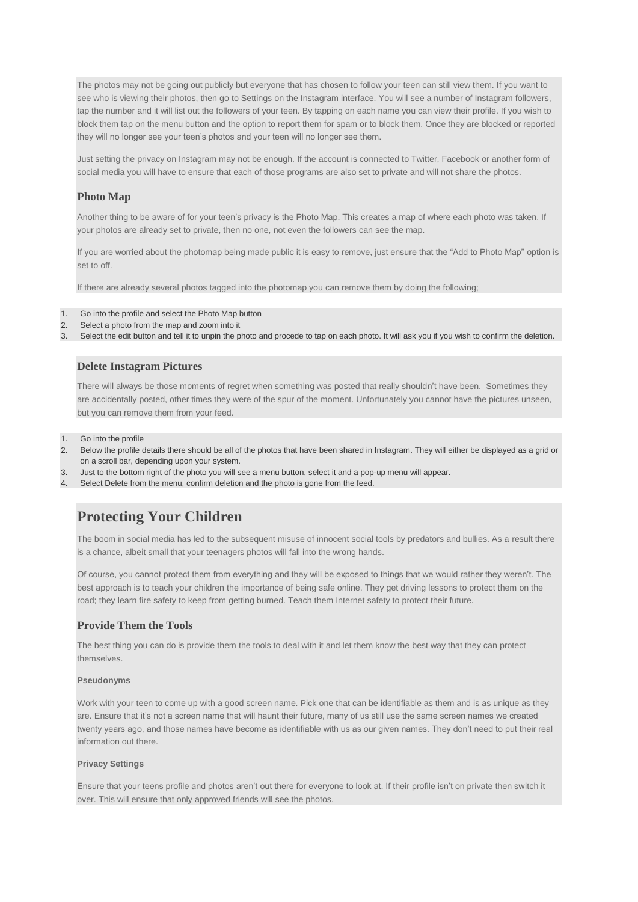The photos may not be going out publicly but everyone that has chosen to follow your teen can still view them. If you want to see who is viewing their photos, then go to Settings on the Instagram interface. You will see a number of Instagram followers, tap the number and it will list out the followers of your teen. By tapping on each name you can view their profile. If you wish to block them tap on the menu button and the option to report them for spam or to block them. Once they are blocked or reported they will no longer see your teen's photos and your teen will no longer see them.

Just setting the privacy on Instagram may not be enough. If the account is connected to Twitter, Facebook or another form of social media you will have to ensure that each of those programs are also set to private and will not share the photos.

### Photo Map

Another thing to be aware of for your teen's privacy is the Photo Map. This creates a map of where each photo was taken. If your photos are already set to private, then no one, not even the followers can see the map.

If you are worried about the photomap being made public it is easy to remove, just ensure that the "Add to Photo Map" option is set to off.

If there are already several photos tagged into the photomap you can remove them by doing the following;

1. Go into the profile and select the Photo Map button
2. Select a photo from the map and zoom into it
3. Select the edit button and tell it to unpin the photo and procede to tap on each photo. It will ask you if you wish to confirm the deletion.

### Delete Instagram Pictures

There will always be those moments of regret when something was posted that really shouldn't have been. Sometimes they are accidentally posted, other times they were of the spur of the moment. Unfortunately you cannot have the pictures unseen, but you can remove them from your feed.

1. Go into the profile
2. Below the profile details there should be all of the photos that have been shared in Instagram. They will either be displayed as a grid or on a scroll bar, depending upon your system.
3. Just to the bottom right of the photo you will see a menu button, select it and a pop-up menu will appear.
4. Select Delete from the menu, confirm deletion and the photo is gone from the feed.

## Protecting Your Children

The boom in social media has led to the subsequent misuse of innocent social tools by predators and bullies. As a result there is a chance, albeit small that your teenagers photos will fall into the wrong hands.

Of course, you cannot protect them from everything and they will be exposed to things that we would rather they weren't. The best approach is to teach your children the importance of being safe online. They get driving lessons to protect them on the road; they learn fire safety to keep from getting burned. Teach them Internet safety to protect their future.

### Provide Them the Tools

The best thing you can do is provide them the tools to deal with it and let them know the best way that they can protect themselves.

#### Pseudonyms

Work with your teen to come up with a good screen name. Pick one that can be identifiable as them and is as unique as they are. Ensure that it's not a screen name that will haunt their future, many of us still use the same screen names we created twenty years ago, and those names have become as identifiable with us as our given names. They don't need to put their real information out there.

#### Privacy Settings

Ensure that your teens profile and photos aren't out there for everyone to look at. If their profile isn't on private then switch it over. This will ensure that only approved friends will see the photos.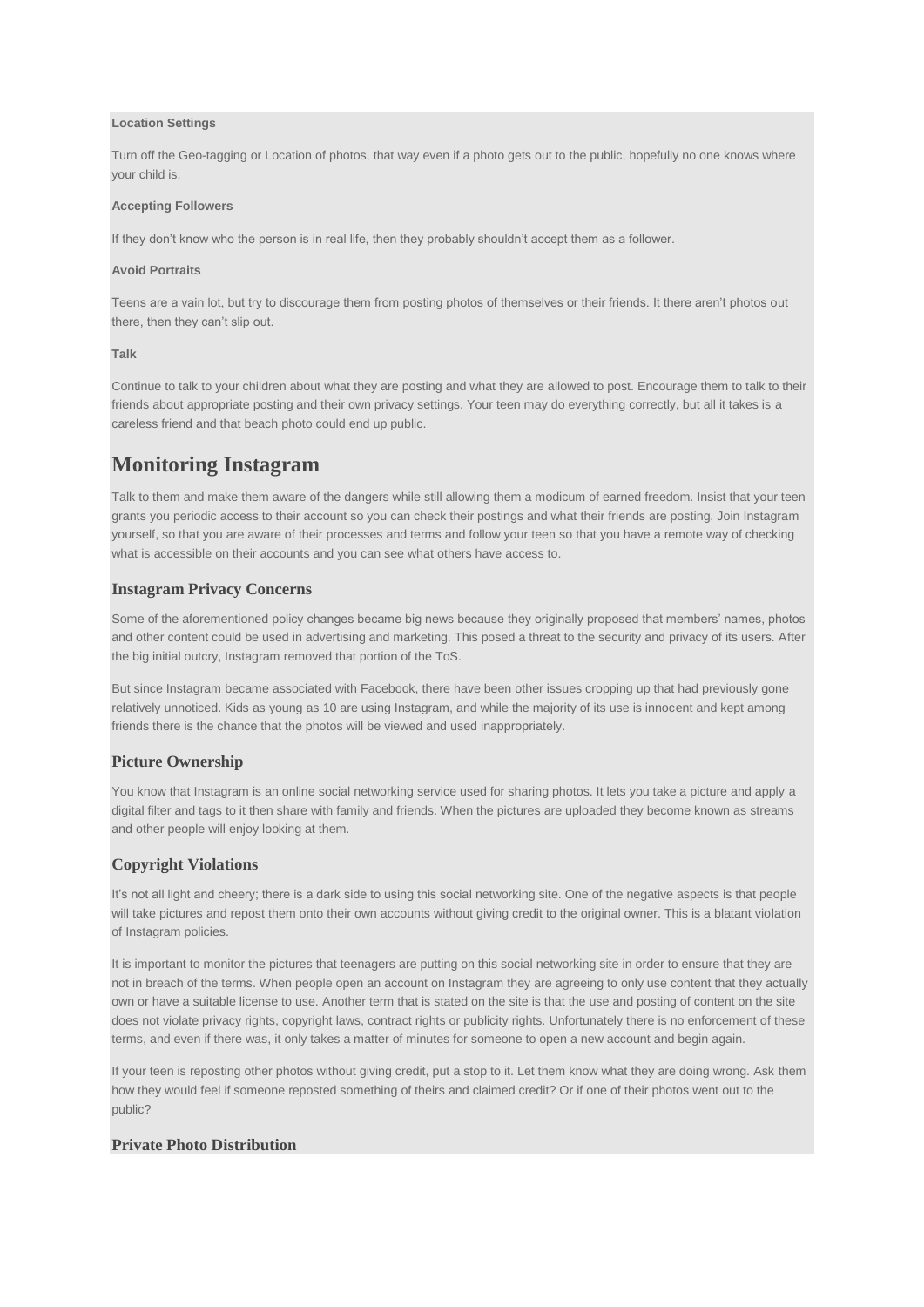**Location Settings**

Turn off the Geo-tagging or Location of photos, that way even if a photo gets out to the public, hopefully no one knows where your child is.

**Accepting Followers**

If they don't know who the person is in real life, then they probably shouldn't accept them as a follower.

**Avoid Portraits**

Teens are a vain lot, but try to discourage them from posting photos of themselves or their friends. It there aren't photos out there, then they can't slip out.

**Talk**

Continue to talk to your children about what they are posting and what they are allowed to post. Encourage them to talk to their friends about appropriate posting and their own privacy settings. Your teen may do everything correctly, but all it takes is a careless friend and that beach photo could end up public.

## Monitoring Instagram

Talk to them and make them aware of the dangers while still allowing them a modicum of earned freedom. Insist that your teen grants you periodic access to their account so you can check their postings and what their friends are posting. Join Instagram yourself, so that you are aware of their processes and terms and follow your teen so that you have a remote way of checking what is accessible on their accounts and you can see what others have access to.

### Instagram Privacy Concerns

Some of the aforementioned policy changes became big news because they originally proposed that members' names, photos and other content could be used in advertising and marketing. This posed a threat to the security and privacy of its users. After the big initial outcry, Instagram removed that portion of the ToS.

But since Instagram became associated with Facebook, there have been other issues cropping up that had previously gone relatively unnoticed. Kids as young as 10 are using Instagram, and while the majority of its use is innocent and kept among friends there is the chance that the photos will be viewed and used inappropriately.

### Picture Ownership

You know that Instagram is an online social networking service used for sharing photos. It lets you take a picture and apply a digital filter and tags to it then share with family and friends. When the pictures are uploaded they become known as streams and other people will enjoy looking at them.

### Copyright Violations

It's not all light and cheery; there is a dark side to using this social networking site. One of the negative aspects is that people will take pictures and repost them onto their own accounts without giving credit to the original owner. This is a blatant violation of Instagram policies.

It is important to monitor the pictures that teenagers are putting on this social networking site in order to ensure that they are not in breach of the terms. When people open an account on Instagram they are agreeing to only use content that they actually own or have a suitable license to use. Another term that is stated on the site is that the use and posting of content on the site does not violate privacy rights, copyright laws, contract rights or publicity rights. Unfortunately there is no enforcement of these terms, and even if there was, it only takes a matter of minutes for someone to open a new account and begin again.

If your teen is reposting other photos without giving credit, put a stop to it. Let them know what they are doing wrong. Ask them how they would feel if someone reposted something of theirs and claimed credit? Or if one of their photos went out to the public?

### Private Photo Distribution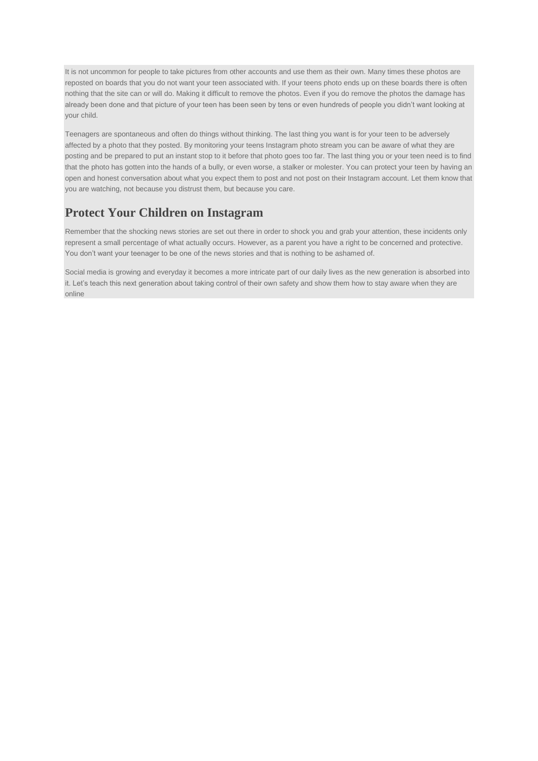It is not uncommon for people to take pictures from other accounts and use them as their own. Many times these photos are reposted on boards that you do not want your teen associated with. If your teens photo ends up on these boards there is often nothing that the site can or will do. Making it difficult to remove the photos. Even if you do remove the photos the damage has already been done and that picture of your teen has been seen by tens or even hundreds of people you didn't want looking at your child.

Teenagers are spontaneous and often do things without thinking. The last thing you want is for your teen to be adversely affected by a photo that they posted. By monitoring your teens Instagram photo stream you can be aware of what they are posting and be prepared to put an instant stop to it before that photo goes too far. The last thing you or your teen need is to find that the photo has gotten into the hands of a bully, or even worse, a stalker or molester. You can protect your teen by having an open and honest conversation about what you expect them to post and not post on their Instagram account. Let them know that you are watching, not because you distrust them, but because you care.

## Protect Your Children on Instagram

Remember that the shocking news stories are set out there in order to shock you and grab your attention, these incidents only represent a small percentage of what actually occurs. However, as a parent you have a right to be concerned and protective. You don't want your teenager to be one of the news stories and that is nothing to be ashamed of.

Social media is growing and everyday it becomes a more intricate part of our daily lives as the new generation is absorbed into it. Let's teach this next generation about taking control of their own safety and show them how to stay aware when they are online